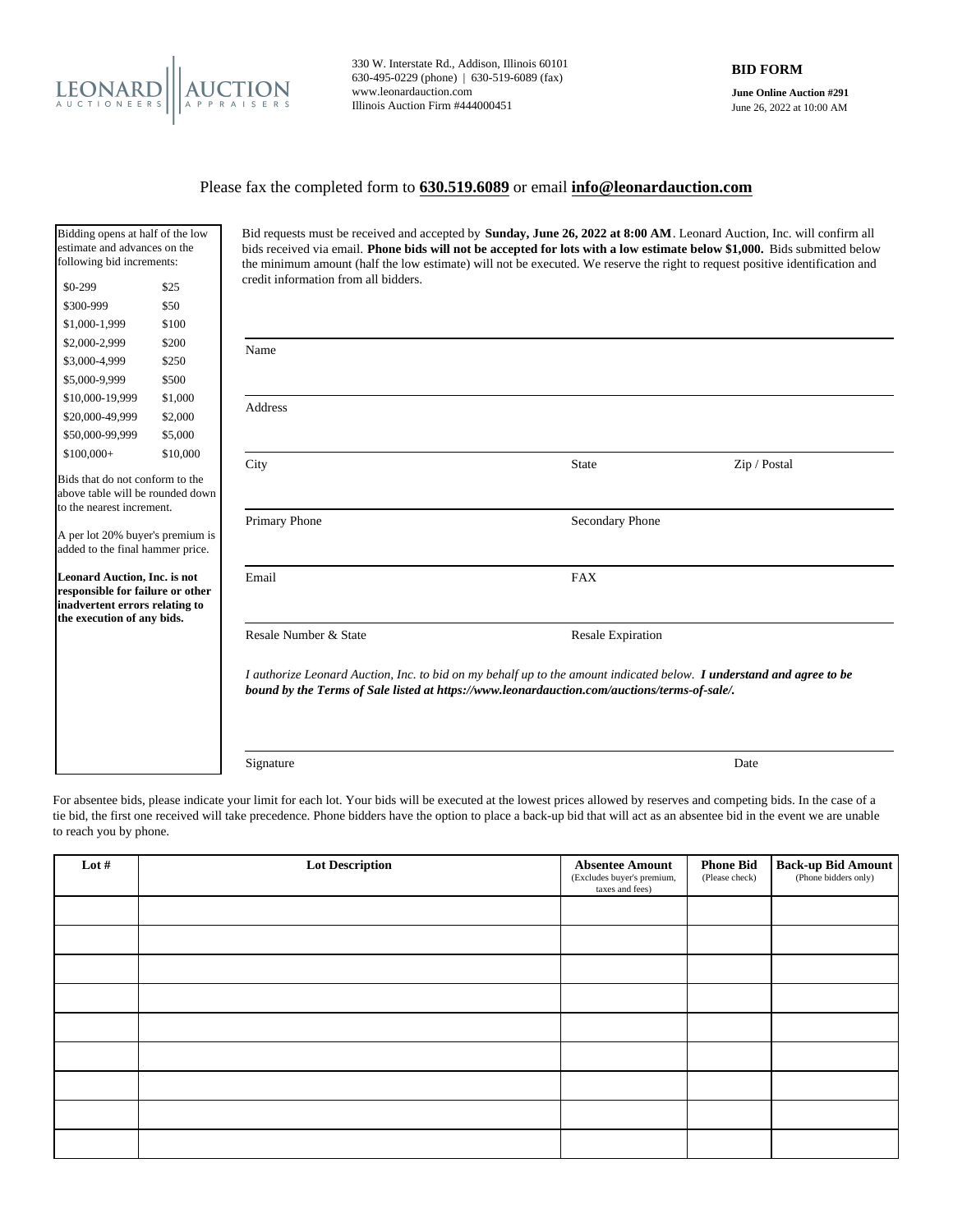LEONARD AUCTION
AUCTIONEERS | APPRAISERS

330 W. Interstate Rd., Addison, Illinois 60101
630-495-0229 (phone) | 630-519-6089 (fax)
www.leonardauction.com
Illinois Auction Firm #444000451

# BID FORM

**June Online Auction #291**
June 26, 2022 at 10:00 AM

Please fax the completed form to **630.519.6089** or email **info@leonardauction.com**

Bidding opens at half of the low estimate and advances on the following bid increments:

| | |
|---|---|
| $0-299 | $25 |
| $300-999 | $50 |
| $1,000-1,999 | $100 |
| $2,000-2,999 | $200 |
| $3,000-4,999 | $250 |
| $5,000-9,999 | $500 |
| $10,000-19,999 | $1,000 |
| $20,000-49,999 | $2,000 |
| $50,000-99,999 | $5,000 |
| $100,000+ | $10,000 |

Bids that do not conform to the above table will be rounded down to the nearest increment.

A per lot 20% buyer's premium is added to the final hammer price.

**Leonard Auction, Inc. is not responsible for failure or other inadvertent errors relating to the execution of any bids.**

Bid requests must be received and accepted by **Sunday, June 26, 2022 at 8:00 AM**. Leonard Auction, Inc. will confirm all bids received via email. **Phone bids will not be accepted for lots with a low estimate below $1,000.** Bids submitted below the minimum amount (half the low estimate) will not be executed. We reserve the right to request positive identification and credit information from all bidders.

Name

Address

City | State | Zip / Postal

Primary Phone | Secondary Phone

Email | FAX

Resale Number & State | Resale Expiration

*I authorize Leonard Auction, Inc. to bid on my behalf up to the amount indicated below.* ***I understand and agree to be bound by the Terms of Sale listed at https://www.leonardauction.com/auctions/terms-of-sale/.***

Signature | Date

For absentee bids, please indicate your limit for each lot. Your bids will be executed at the lowest prices allowed by reserves and competing bids. In the case of a tie bid, the first one received will take precedence. Phone bidders have the option to place a back-up bid that will act as an absentee bid in the event we are unable to reach you by phone.

| Lot # | Lot Description | Absentee Amount (Excludes buyer's premium, taxes and fees) | Phone Bid (Please check) | Back-up Bid Amount (Phone bidders only) |
|---|---|---|---|---|
| | | | | |
| | | | | |
| | | | | |
| | | | | |
| | | | | |
| | | | | |
| | | | | |
| | | | | |
| | | | | |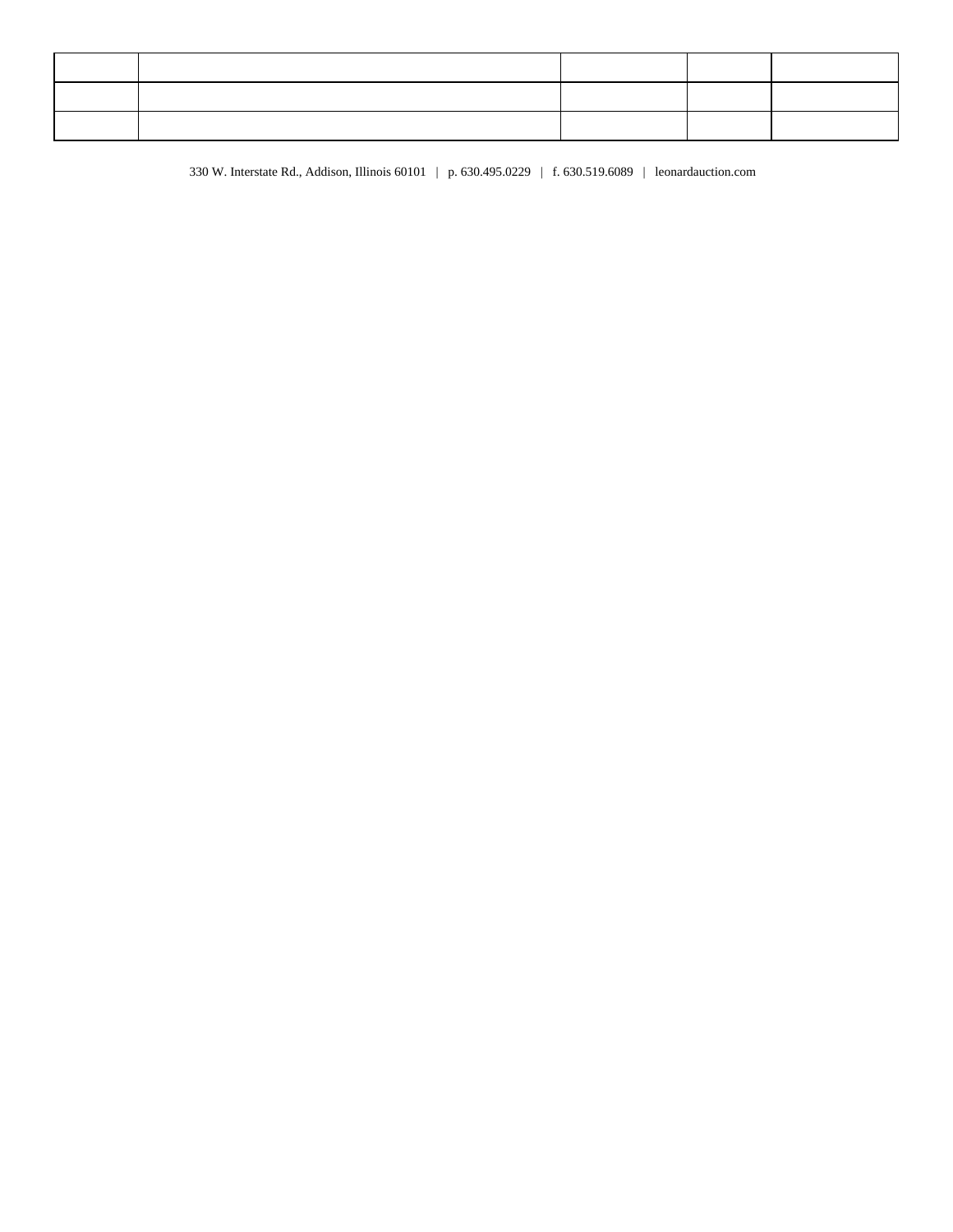| | | | | |
|---|---|---|---|---|
| | | | | |
| | | | | |

330 W. Interstate Rd., Addison, Illinois 60101 | p. 630.495.0229 | f. 630.519.6089 | leonardauction.com